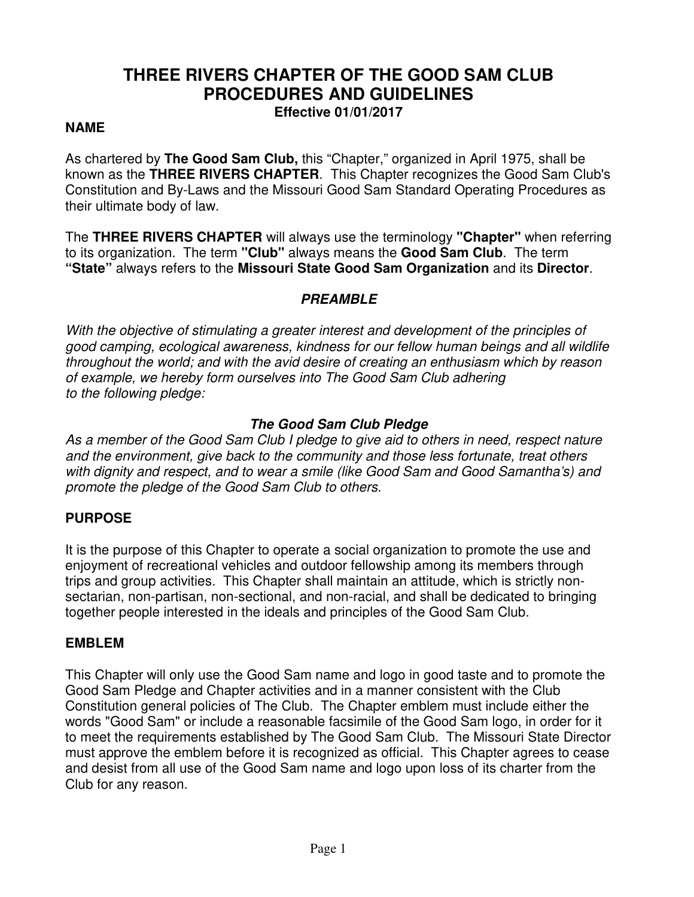# THREE RIVERS CHAPTER OF THE GOOD SAM CLUB PROCEDURES AND GUIDELINES

**Effective 01/01/2017**

## NAME

As chartered by **The Good Sam Club,** this "Chapter," organized in April 1975, shall be known as the **THREE RIVERS CHAPTER**. This Chapter recognizes the Good Sam Club's Constitution and By-Laws and the Missouri Good Sam Standard Operating Procedures as their ultimate body of law.

The **THREE RIVERS CHAPTER** will always use the terminology **"Chapter"** when referring to its organization. The term **"Club"** always means the **Good Sam Club**. The term **"State"** always refers to the **Missouri State Good Sam Organization** and its **Director**.

### *PREAMBLE*

*With the objective of stimulating a greater interest and development of the principles of good camping, ecological awareness, kindness for our fellow human beings and all wildlife throughout the world; and with the avid desire of creating an enthusiasm which by reason of example, we hereby form ourselves into The Good Sam Club adhering to the following pledge:*

### *The Good Sam Club Pledge*

*As a member of the Good Sam Club I pledge to give aid to others in need, respect nature and the environment, give back to the community and those less fortunate, treat others with dignity and respect, and to wear a smile (like Good Sam and Good Samantha's) and promote the pledge of the Good Sam Club to others.*

## PURPOSE

It is the purpose of this Chapter to operate a social organization to promote the use and enjoyment of recreational vehicles and outdoor fellowship among its members through trips and group activities. This Chapter shall maintain an attitude, which is strictly non-sectarian, non-partisan, non-sectional, and non-racial, and shall be dedicated to bringing together people interested in the ideals and principles of the Good Sam Club.

## EMBLEM

This Chapter will only use the Good Sam name and logo in good taste and to promote the Good Sam Pledge and Chapter activities and in a manner consistent with the Club Constitution general policies of The Club. The Chapter emblem must include either the words "Good Sam" or include a reasonable facsimile of the Good Sam logo, in order for it to meet the requirements established by The Good Sam Club. The Missouri State Director must approve the emblem before it is recognized as official. This Chapter agrees to cease and desist from all use of the Good Sam name and logo upon loss of its charter from the Club for any reason.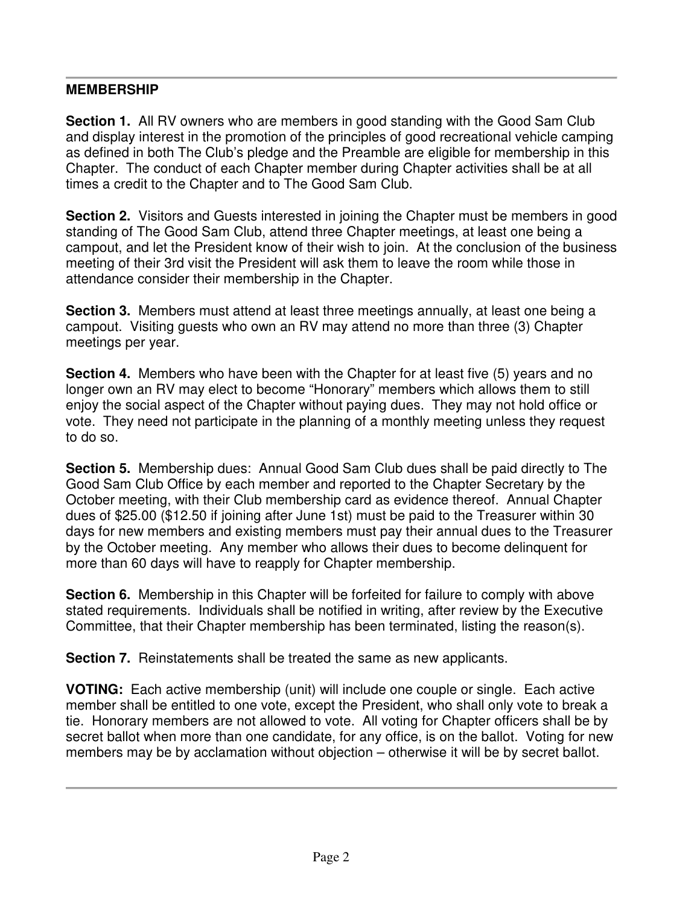## MEMBERSHIP

**Section 1.** All RV owners who are members in good standing with the Good Sam Club and display interest in the promotion of the principles of good recreational vehicle camping as defined in both The Club's pledge and the Preamble are eligible for membership in this Chapter. The conduct of each Chapter member during Chapter activities shall be at all times a credit to the Chapter and to The Good Sam Club.

**Section 2.** Visitors and Guests interested in joining the Chapter must be members in good standing of The Good Sam Club, attend three Chapter meetings, at least one being a campout, and let the President know of their wish to join. At the conclusion of the business meeting of their 3rd visit the President will ask them to leave the room while those in attendance consider their membership in the Chapter.

**Section 3.** Members must attend at least three meetings annually, at least one being a campout. Visiting guests who own an RV may attend no more than three (3) Chapter meetings per year.

**Section 4.** Members who have been with the Chapter for at least five (5) years and no longer own an RV may elect to become "Honorary" members which allows them to still enjoy the social aspect of the Chapter without paying dues. They may not hold office or vote. They need not participate in the planning of a monthly meeting unless they request to do so.

**Section 5.** Membership dues: Annual Good Sam Club dues shall be paid directly to The Good Sam Club Office by each member and reported to the Chapter Secretary by the October meeting, with their Club membership card as evidence thereof. Annual Chapter dues of $25.00 ($12.50 if joining after June 1st) must be paid to the Treasurer within 30 days for new members and existing members must pay their annual dues to the Treasurer by the October meeting. Any member who allows their dues to become delinquent for more than 60 days will have to reapply for Chapter membership.

**Section 6.** Membership in this Chapter will be forfeited for failure to comply with above stated requirements. Individuals shall be notified in writing, after review by the Executive Committee, that their Chapter membership has been terminated, listing the reason(s).

**Section 7.** Reinstatements shall be treated the same as new applicants.

**VOTING:** Each active membership (unit) will include one couple or single. Each active member shall be entitled to one vote, except the President, who shall only vote to break a tie. Honorary members are not allowed to vote. All voting for Chapter officers shall be by secret ballot when more than one candidate, for any office, is on the ballot. Voting for new members may be by acclamation without objection – otherwise it will be by secret ballot.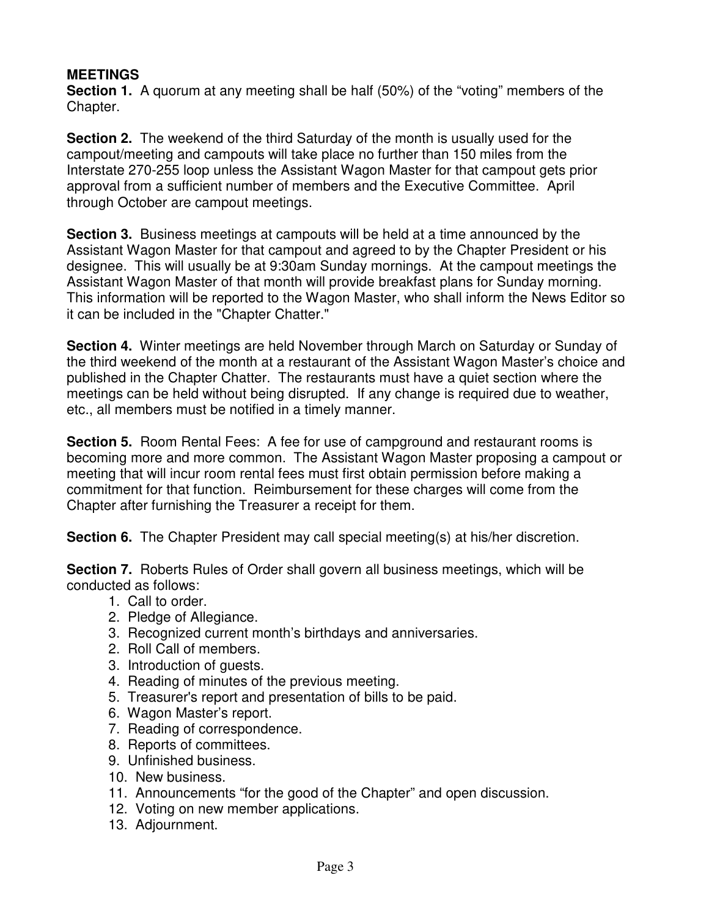**MEETINGS**

**Section 1.** A quorum at any meeting shall be half (50%) of the "voting" members of the Chapter.

**Section 2.** The weekend of the third Saturday of the month is usually used for the campout/meeting and campouts will take place no further than 150 miles from the Interstate 270-255 loop unless the Assistant Wagon Master for that campout gets prior approval from a sufficient number of members and the Executive Committee. April through October are campout meetings.

**Section 3.** Business meetings at campouts will be held at a time announced by the Assistant Wagon Master for that campout and agreed to by the Chapter President or his designee. This will usually be at 9:30am Sunday mornings. At the campout meetings the Assistant Wagon Master of that month will provide breakfast plans for Sunday morning. This information will be reported to the Wagon Master, who shall inform the News Editor so it can be included in the "Chapter Chatter."

**Section 4.** Winter meetings are held November through March on Saturday or Sunday of the third weekend of the month at a restaurant of the Assistant Wagon Master's choice and published in the Chapter Chatter. The restaurants must have a quiet section where the meetings can be held without being disrupted. If any change is required due to weather, etc., all members must be notified in a timely manner.

**Section 5.** Room Rental Fees: A fee for use of campground and restaurant rooms is becoming more and more common. The Assistant Wagon Master proposing a campout or meeting that will incur room rental fees must first obtain permission before making a commitment for that function. Reimbursement for these charges will come from the Chapter after furnishing the Treasurer a receipt for them.

**Section 6.** The Chapter President may call special meeting(s) at his/her discretion.

**Section 7.** Roberts Rules of Order shall govern all business meetings, which will be conducted as follows:

1. Call to order.
2. Pledge of Allegiance.
3. Recognized current month's birthdays and anniversaries.
2. Roll Call of members.
3. Introduction of guests.
4. Reading of minutes of the previous meeting.
5. Treasurer's report and presentation of bills to be paid.
6. Wagon Master's report.
7. Reading of correspondence.
8. Reports of committees.
9. Unfinished business.
10. New business.
11. Announcements "for the good of the Chapter" and open discussion.
12. Voting on new member applications.
13. Adjournment.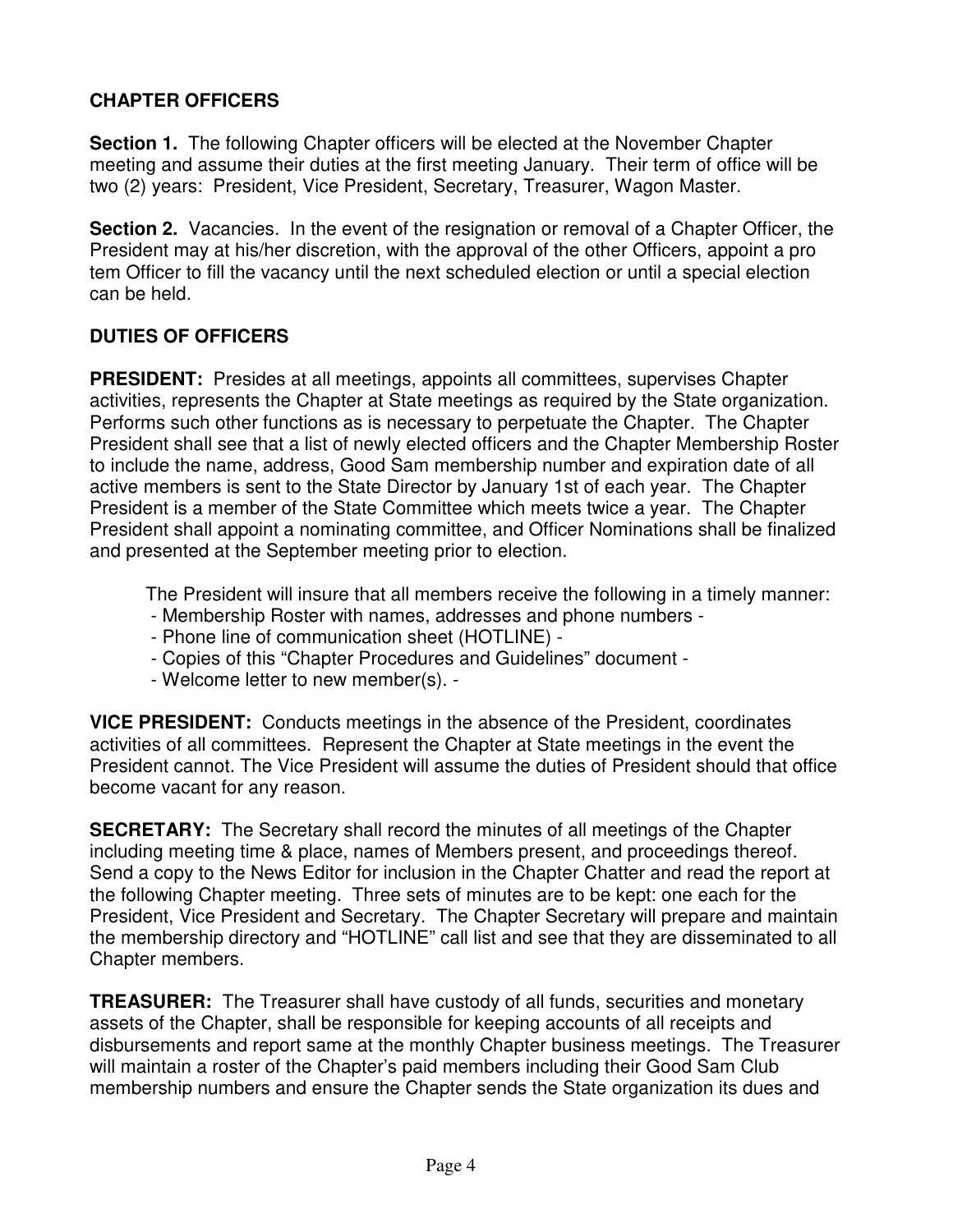## CHAPTER OFFICERS

**Section 1.** The following Chapter officers will be elected at the November Chapter meeting and assume their duties at the first meeting January. Their term of office will be two (2) years: President, Vice President, Secretary, Treasurer, Wagon Master.

**Section 2.** Vacancies. In the event of the resignation or removal of a Chapter Officer, the President may at his/her discretion, with the approval of the other Officers, appoint a pro tem Officer to fill the vacancy until the next scheduled election or until a special election can be held.

## DUTIES OF OFFICERS

**PRESIDENT:** Presides at all meetings, appoints all committees, supervises Chapter activities, represents the Chapter at State meetings as required by the State organization. Performs such other functions as is necessary to perpetuate the Chapter. The Chapter President shall see that a list of newly elected officers and the Chapter Membership Roster to include the name, address, Good Sam membership number and expiration date of all active members is sent to the State Director by January 1st of each year. The Chapter President is a member of the State Committee which meets twice a year. The Chapter President shall appoint a nominating committee, and Officer Nominations shall be finalized and presented at the September meeting prior to election.

The President will insure that all members receive the following in a timely manner:

- Membership Roster with names, addresses and phone numbers -
- Phone line of communication sheet (HOTLINE) -
- Copies of this "Chapter Procedures and Guidelines" document -
- Welcome letter to new member(s). -

**VICE PRESIDENT:** Conducts meetings in the absence of the President, coordinates activities of all committees. Represent the Chapter at State meetings in the event the President cannot. The Vice President will assume the duties of President should that office become vacant for any reason.

**SECRETARY:** The Secretary shall record the minutes of all meetings of the Chapter including meeting time & place, names of Members present, and proceedings thereof. Send a copy to the News Editor for inclusion in the Chapter Chatter and read the report at the following Chapter meeting. Three sets of minutes are to be kept: one each for the President, Vice President and Secretary. The Chapter Secretary will prepare and maintain the membership directory and "HOTLINE" call list and see that they are disseminated to all Chapter members.

**TREASURER:** The Treasurer shall have custody of all funds, securities and monetary assets of the Chapter, shall be responsible for keeping accounts of all receipts and disbursements and report same at the monthly Chapter business meetings. The Treasurer will maintain a roster of the Chapter's paid members including their Good Sam Club membership numbers and ensure the Chapter sends the State organization its dues and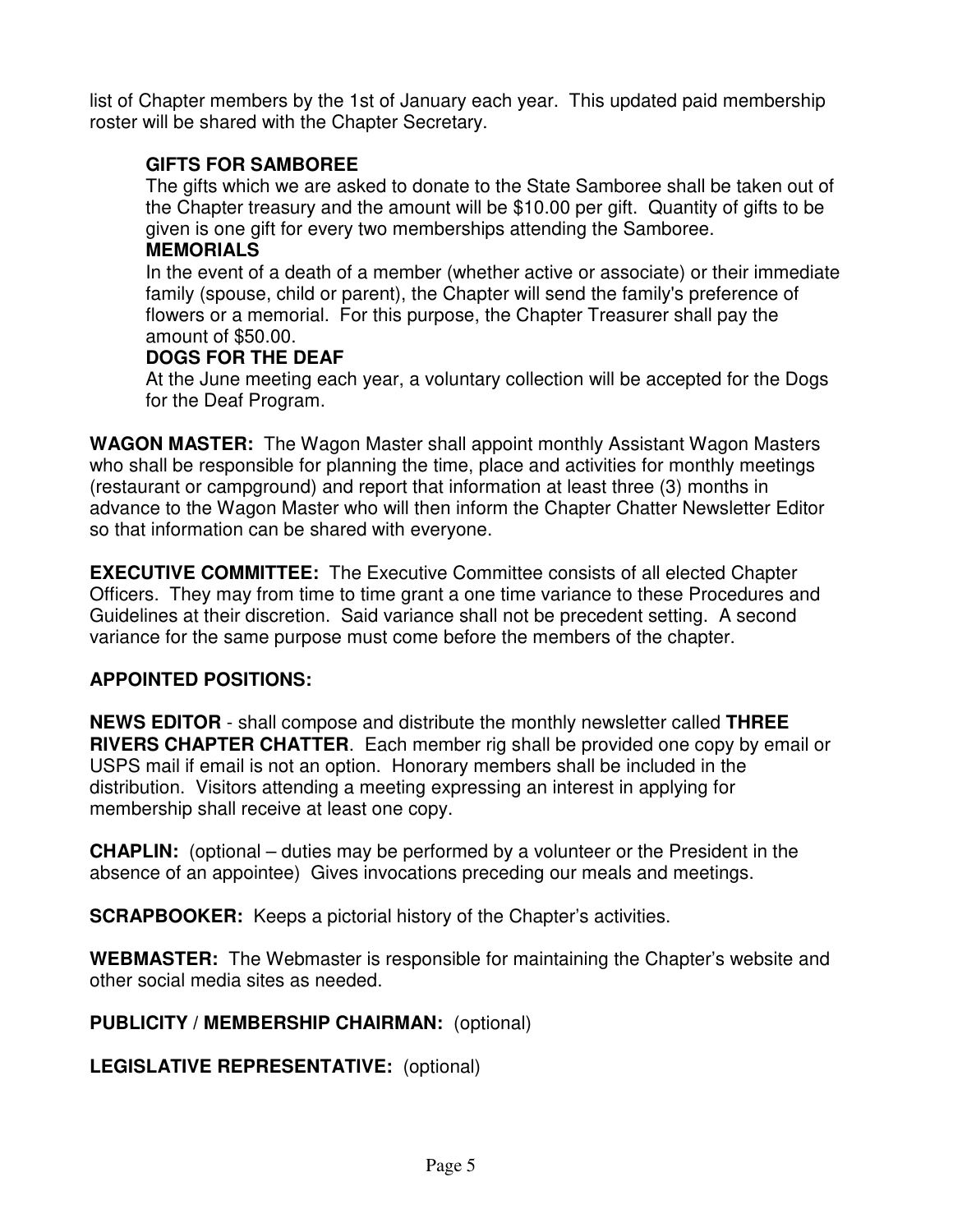list of Chapter members by the 1st of January each year. This updated paid membership roster will be shared with the Chapter Secretary.

**GIFTS FOR SAMBOREE**

The gifts which we are asked to donate to the State Samboree shall be taken out of the Chapter treasury and the amount will be $10.00 per gift. Quantity of gifts to be given is one gift for every two memberships attending the Samboree.

**MEMORIALS**

In the event of a death of a member (whether active or associate) or their immediate family (spouse, child or parent), the Chapter will send the family's preference of flowers or a memorial. For this purpose, the Chapter Treasurer shall pay the amount of $50.00.

**DOGS FOR THE DEAF**

At the June meeting each year, a voluntary collection will be accepted for the Dogs for the Deaf Program.

**WAGON MASTER:** The Wagon Master shall appoint monthly Assistant Wagon Masters who shall be responsible for planning the time, place and activities for monthly meetings (restaurant or campground) and report that information at least three (3) months in advance to the Wagon Master who will then inform the Chapter Chatter Newsletter Editor so that information can be shared with everyone.

**EXECUTIVE COMMITTEE:** The Executive Committee consists of all elected Chapter Officers. They may from time to time grant a one time variance to these Procedures and Guidelines at their discretion. Said variance shall not be precedent setting. A second variance for the same purpose must come before the members of the chapter.

**APPOINTED POSITIONS:**

**NEWS EDITOR** - shall compose and distribute the monthly newsletter called **THREE RIVERS CHAPTER CHATTER**. Each member rig shall be provided one copy by email or USPS mail if email is not an option. Honorary members shall be included in the distribution. Visitors attending a meeting expressing an interest in applying for membership shall receive at least one copy.

**CHAPLIN:** (optional – duties may be performed by a volunteer or the President in the absence of an appointee) Gives invocations preceding our meals and meetings.

**SCRAPBOOKER:** Keeps a pictorial history of the Chapter's activities.

**WEBMASTER:** The Webmaster is responsible for maintaining the Chapter's website and other social media sites as needed.

**PUBLICITY / MEMBERSHIP CHAIRMAN:** (optional)

**LEGISLATIVE REPRESENTATIVE:** (optional)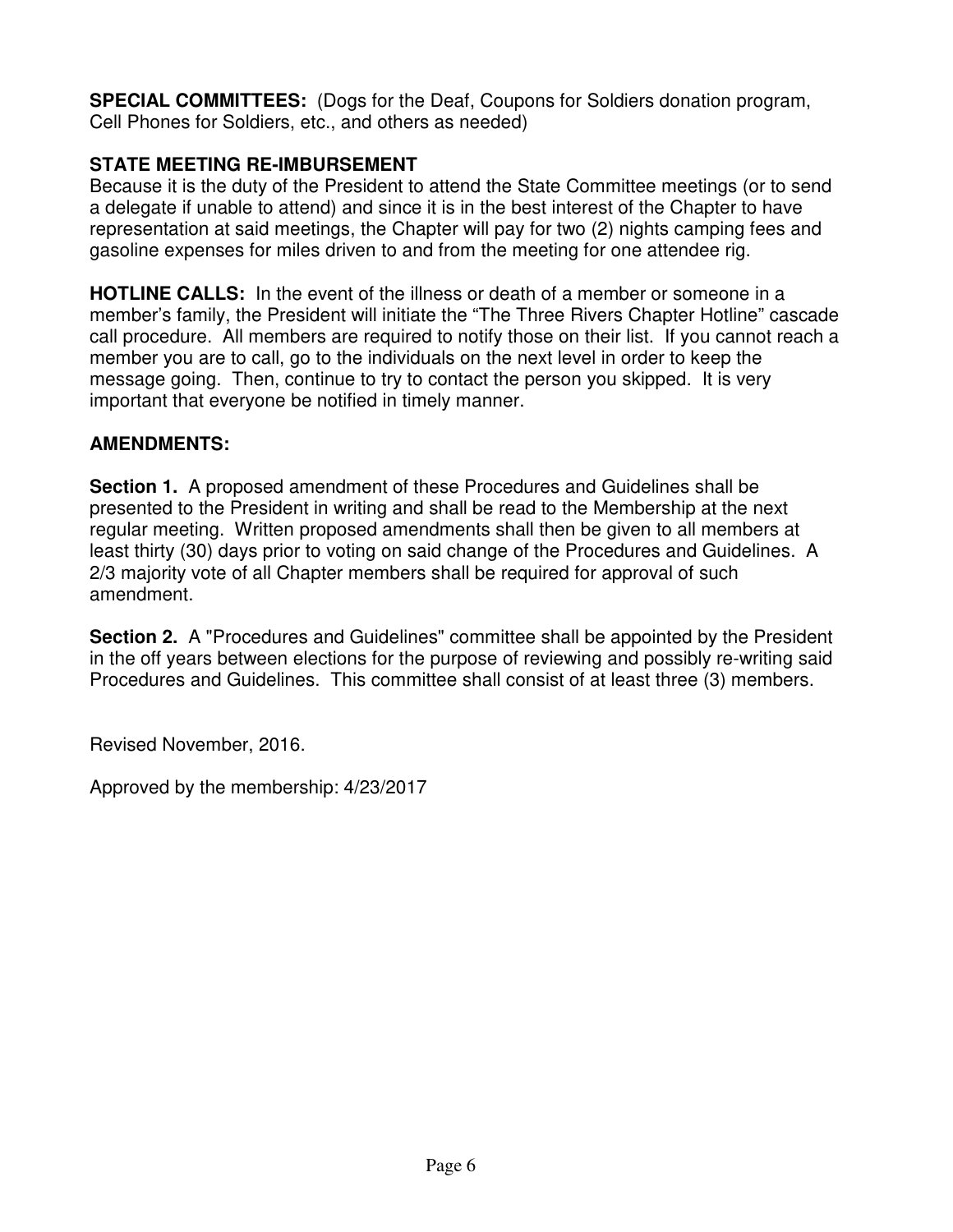**SPECIAL COMMITTEES:** (Dogs for the Deaf, Coupons for Soldiers donation program, Cell Phones for Soldiers, etc., and others as needed)

**STATE MEETING RE-IMBURSEMENT**

Because it is the duty of the President to attend the State Committee meetings (or to send a delegate if unable to attend) and since it is in the best interest of the Chapter to have representation at said meetings, the Chapter will pay for two (2) nights camping fees and gasoline expenses for miles driven to and from the meeting for one attendee rig.

**HOTLINE CALLS:** In the event of the illness or death of a member or someone in a member's family, the President will initiate the "The Three Rivers Chapter Hotline" cascade call procedure. All members are required to notify those on their list. If you cannot reach a member you are to call, go to the individuals on the next level in order to keep the message going. Then, continue to try to contact the person you skipped. It is very important that everyone be notified in timely manner.

**AMENDMENTS:**

**Section 1.** A proposed amendment of these Procedures and Guidelines shall be presented to the President in writing and shall be read to the Membership at the next regular meeting. Written proposed amendments shall then be given to all members at least thirty (30) days prior to voting on said change of the Procedures and Guidelines. A 2/3 majority vote of all Chapter members shall be required for approval of such amendment.

**Section 2.** A "Procedures and Guidelines" committee shall be appointed by the President in the off years between elections for the purpose of reviewing and possibly re-writing said Procedures and Guidelines. This committee shall consist of at least three (3) members.

Revised November, 2016.

Approved by the membership: 4/23/2017